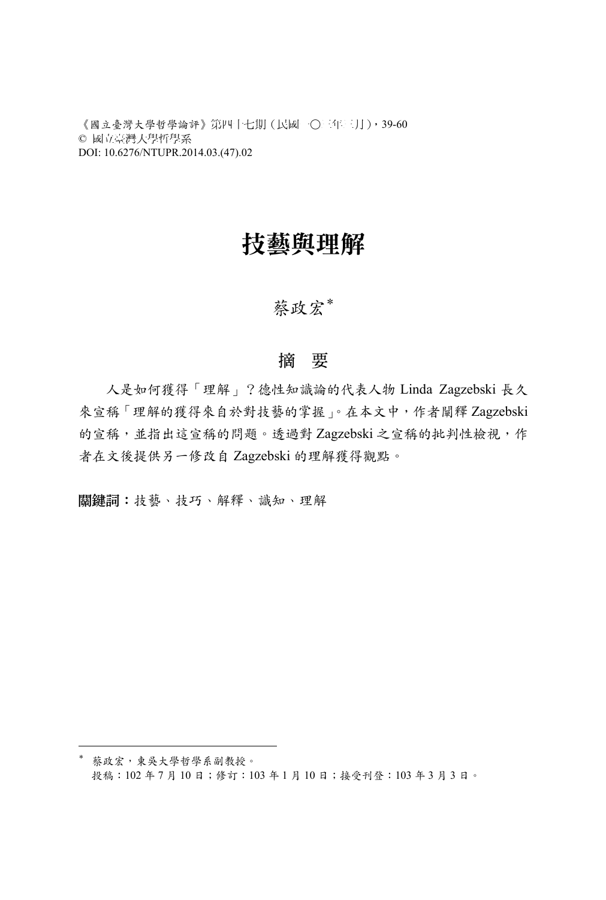《國立臺灣大學哲學論評》第四十七期（民國一〇三年三月），39-60
© 國立臺灣大學哲學系
DOI: 10.6276/NTUPR.2014.03.(47).02

# 技藝與理解

蔡政宏*

## 摘　要

人是如何獲得「理解」？德性知識論的代表人物 Linda Zagzebski 長久來宣稱「理解的獲得來自於對技藝的掌握」。在本文中，作者闡釋 Zagzebski 的宣稱，並指出這宣稱的問題。透過對 Zagzebski 之宣稱的批判性檢視，作者在文後提供另一修改自 Zagzebski 的理解獲得觀點。

**關鍵詞：**技藝、技巧、解釋、識知、理解

---

* 蔡政宏，東吳大學哲學系副教授。
投稿：102 年 7 月 10 日；修訂：103 年 1 月 10 日；接受刊登：103 年 3 月 3 日。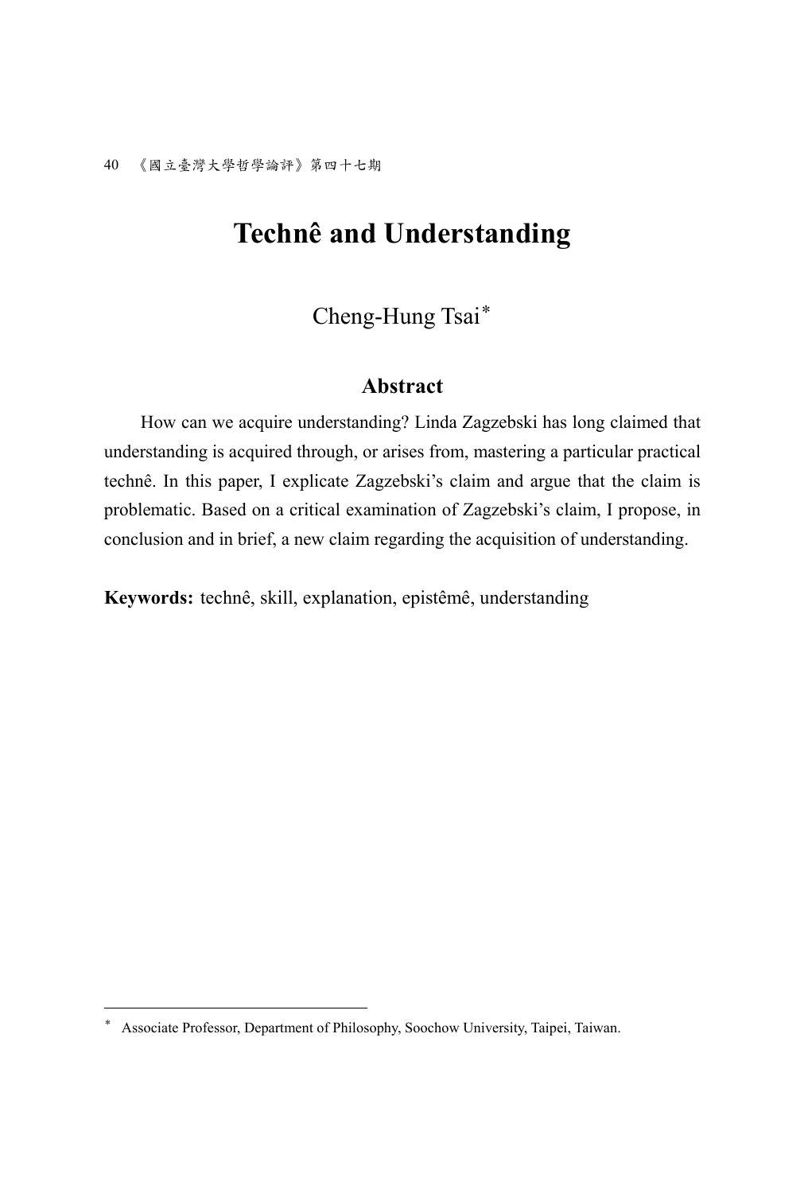# Technê and Understanding

Cheng-Hung Tsai[*]

## Abstract

How can we acquire understanding? Linda Zagzebski has long claimed that understanding is acquired through, or arises from, mastering a particular practical technê. In this paper, I explicate Zagzebski's claim and argue that the claim is problematic. Based on a critical examination of Zagzebski's claim, I propose, in conclusion and in brief, a new claim regarding the acquisition of understanding.

**Keywords:** technê, skill, explanation, epistêmê, understanding

[*] Associate Professor, Department of Philosophy, Soochow University, Taipei, Taiwan.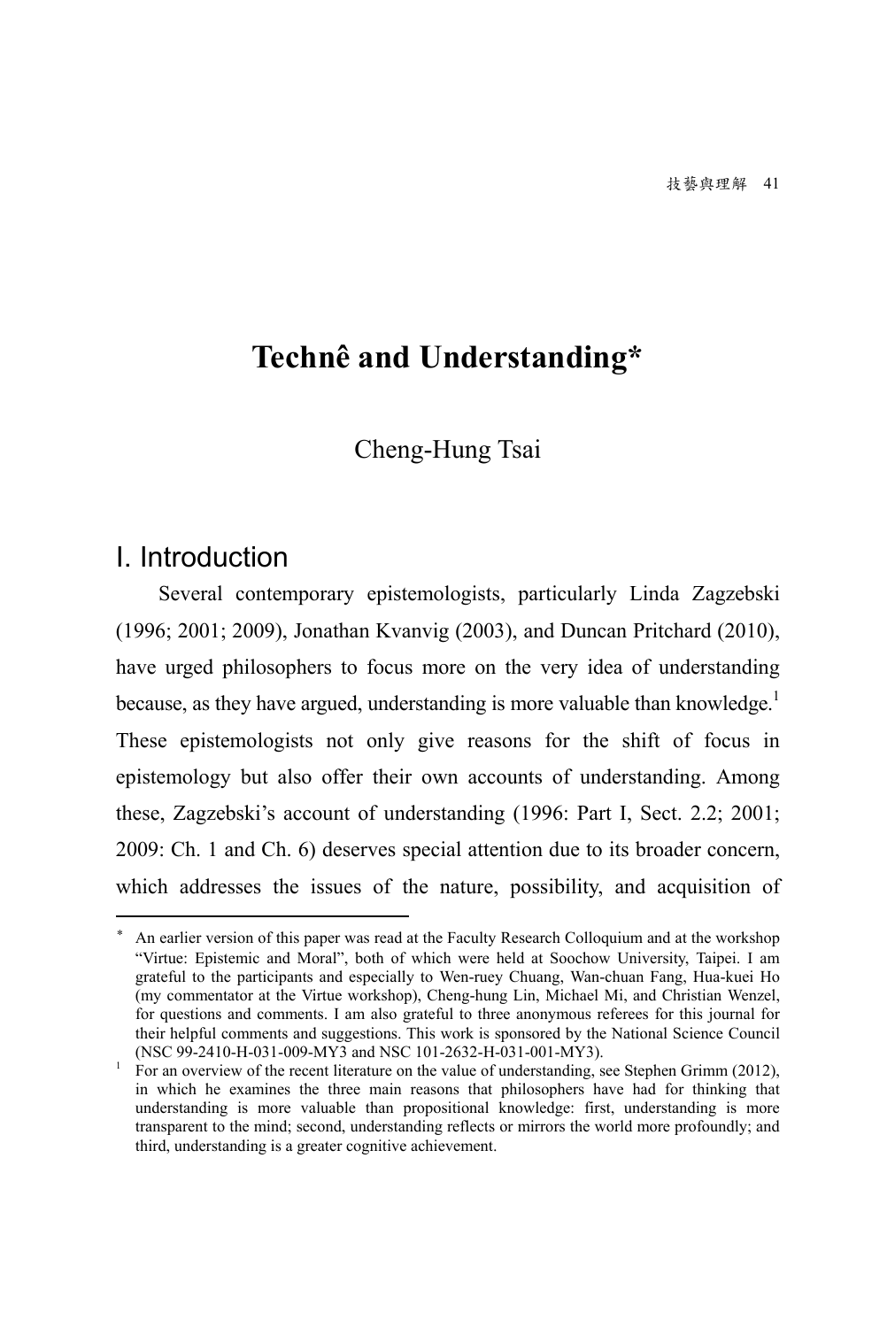# Technê and Understanding*

Cheng-Hung Tsai

## I. Introduction

Several contemporary epistemologists, particularly Linda Zagzebski (1996; 2001; 2009), Jonathan Kvanvig (2003), and Duncan Pritchard (2010), have urged philosophers to focus more on the very idea of understanding because, as they have argued, understanding is more valuable than knowledge.[1] These epistemologists not only give reasons for the shift of focus in epistemology but also offer their own accounts of understanding. Among these, Zagzebski's account of understanding (1996: Part I, Sect. 2.2; 2001; 2009: Ch. 1 and Ch. 6) deserves special attention due to its broader concern, which addresses the issues of the nature, possibility, and acquisition of

---

\* An earlier version of this paper was read at the Faculty Research Colloquium and at the workshop "Virtue: Epistemic and Moral", both of which were held at Soochow University, Taipei. I am grateful to the participants and especially to Wen-ruey Chuang, Wan-chuan Fang, Hua-kuei Ho (my commentator at the Virtue workshop), Cheng-hung Lin, Michael Mi, and Christian Wenzel, for questions and comments. I am also grateful to three anonymous referees for this journal for their helpful comments and suggestions. This work is sponsored by the National Science Council (NSC 99-2410-H-031-009-MY3 and NSC 101-2632-H-031-001-MY3).

[1] For an overview of the recent literature on the value of understanding, see Stephen Grimm (2012), in which he examines the three main reasons that philosophers have had for thinking that understanding is more valuable than propositional knowledge: first, understanding is more transparent to the mind; second, understanding reflects or mirrors the world more profoundly; and third, understanding is a greater cognitive achievement.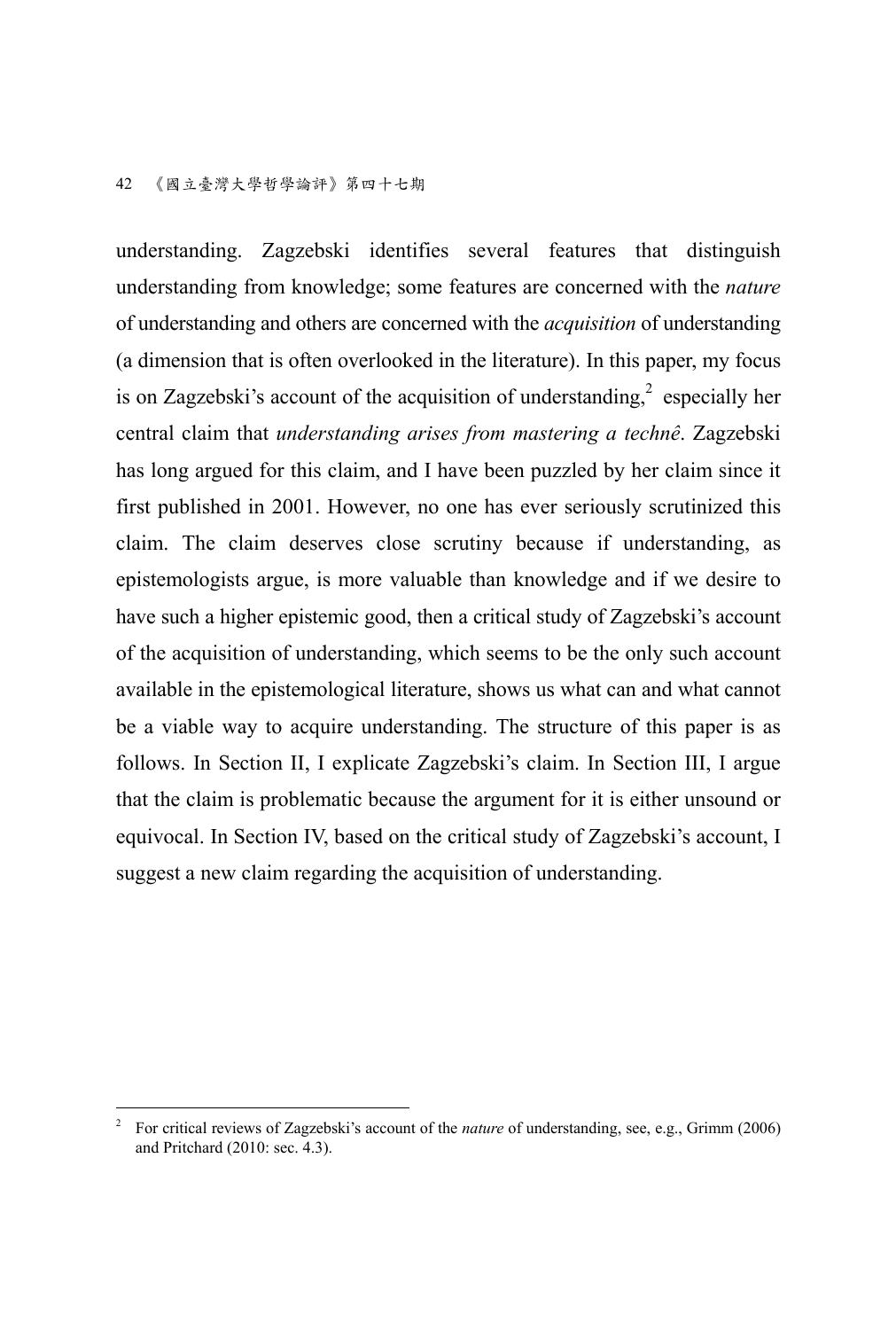understanding. Zagzebski identifies several features that distinguish understanding from knowledge; some features are concerned with the *nature* of understanding and others are concerned with the *acquisition* of understanding (a dimension that is often overlooked in the literature). In this paper, my focus is on Zagzebski's account of the acquisition of understanding,[2] especially her central claim that *understanding arises from mastering a technê*. Zagzebski has long argued for this claim, and I have been puzzled by her claim since it first published in 2001. However, no one has ever seriously scrutinized this claim. The claim deserves close scrutiny because if understanding, as epistemologists argue, is more valuable than knowledge and if we desire to have such a higher epistemic good, then a critical study of Zagzebski's account of the acquisition of understanding, which seems to be the only such account available in the epistemological literature, shows us what can and what cannot be a viable way to acquire understanding. The structure of this paper is as follows. In Section II, I explicate Zagzebski's claim. In Section III, I argue that the claim is problematic because the argument for it is either unsound or equivocal. In Section IV, based on the critical study of Zagzebski's account, I suggest a new claim regarding the acquisition of understanding.

---

[2] For critical reviews of Zagzebski's account of the *nature* of understanding, see, e.g., Grimm (2006) and Pritchard (2010: sec. 4.3).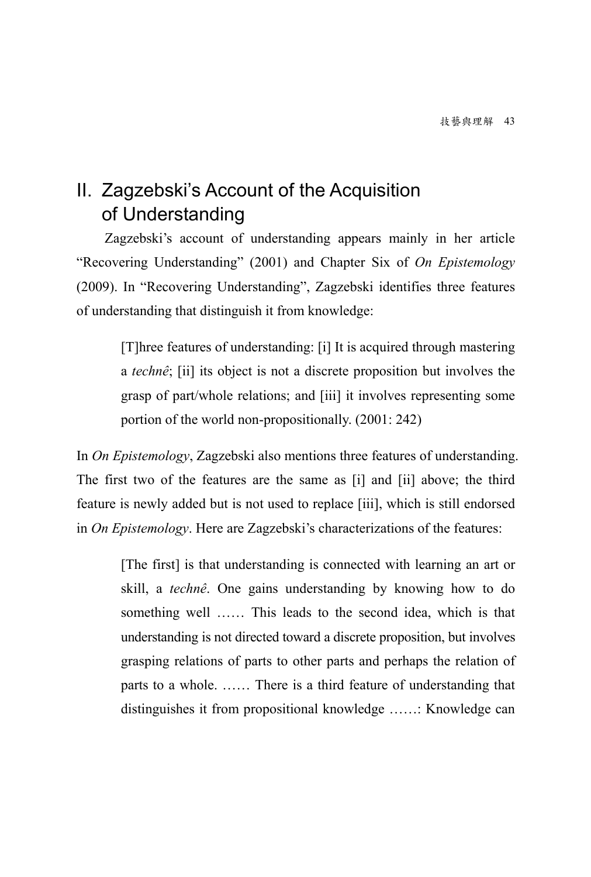## II. Zagzebski's Account of the Acquisition of Understanding

Zagzebski's account of understanding appears mainly in her article "Recovering Understanding" (2001) and Chapter Six of *On Epistemology* (2009). In "Recovering Understanding", Zagzebski identifies three features of understanding that distinguish it from knowledge:

> [T]hree features of understanding: [i] It is acquired through mastering a *technê*; [ii] its object is not a discrete proposition but involves the grasp of part/whole relations; and [iii] it involves representing some portion of the world non-propositionally. (2001: 242)

In *On Epistemology*, Zagzebski also mentions three features of understanding. The first two of the features are the same as [i] and [ii] above; the third feature is newly added but is not used to replace [iii], which is still endorsed in *On Epistemology*. Here are Zagzebski's characterizations of the features:

> [The first] is that understanding is connected with learning an art or skill, a *technê*. One gains understanding by knowing how to do something well …… This leads to the second idea, which is that understanding is not directed toward a discrete proposition, but involves grasping relations of parts to other parts and perhaps the relation of parts to a whole. …… There is a third feature of understanding that distinguishes it from propositional knowledge ……: Knowledge can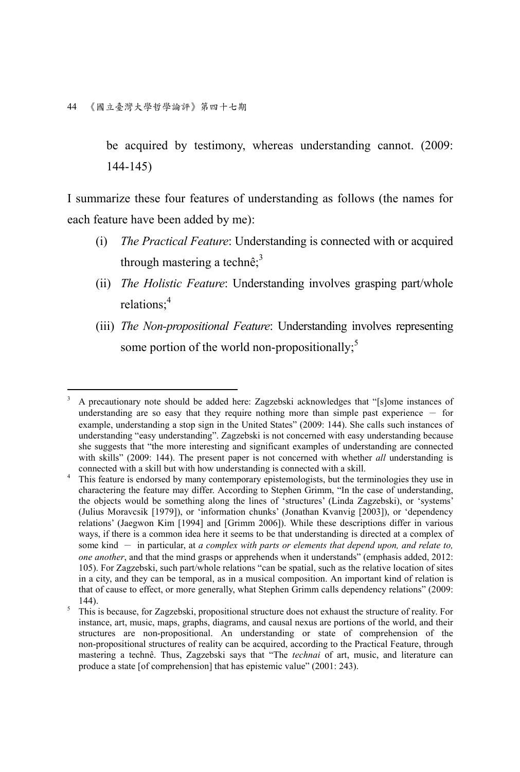be acquired by testimony, whereas understanding cannot. (2009: 144-145)

I summarize these four features of understanding as follows (the names for each feature have been added by me):

(i) *The Practical Feature*: Understanding is connected with or acquired through mastering a technê;[3]

(ii) *The Holistic Feature*: Understanding involves grasping part/whole relations;[4]

(iii) *The Non-propositional Feature*: Understanding involves representing some portion of the world non-propositionally;[5]

---

[3] A precautionary note should be added here: Zagzebski acknowledges that "[s]ome instances of understanding are so easy that they require nothing more than simple past experience — for example, understanding a stop sign in the United States" (2009: 144). She calls such instances of understanding "easy understanding". Zagzebski is not concerned with easy understanding because she suggests that "the more interesting and significant examples of understanding are connected with skills" (2009: 144). The present paper is not concerned with whether *all* understanding is connected with a skill but with how understanding is connected with a skill.

[4] This feature is endorsed by many contemporary epistemologists, but the terminologies they use in charactering the feature may differ. According to Stephen Grimm, "In the case of understanding, the objects would be something along the lines of 'structures' (Linda Zagzebski), or 'systems' (Julius Moravcsik [1979]), or 'information chunks' (Jonathan Kvanvig [2003]), or 'dependency relations' (Jaegwon Kim [1994] and [Grimm 2006]). While these descriptions differ in various ways, if there is a common idea here it seems to be that understanding is directed at a complex of some kind — in particular, at *a complex with parts or elements that depend upon, and relate to, one another*, and that the mind grasps or apprehends when it understands" (emphasis added, 2012: 105). For Zagzebski, such part/whole relations "can be spatial, such as the relative location of sites in a city, and they can be temporal, as in a musical composition. An important kind of relation is that of cause to effect, or more generally, what Stephen Grimm calls dependency relations" (2009: 144).

[5] This is because, for Zagzebski, propositional structure does not exhaust the structure of reality. For instance, art, music, maps, graphs, diagrams, and causal nexus are portions of the world, and their structures are non-propositional. An understanding or state of comprehension of the non-propositional structures of reality can be acquired, according to the Practical Feature, through mastering a technê. Thus, Zagzebski says that "The *technai* of art, music, and literature can produce a state [of comprehension] that has epistemic value" (2001: 243).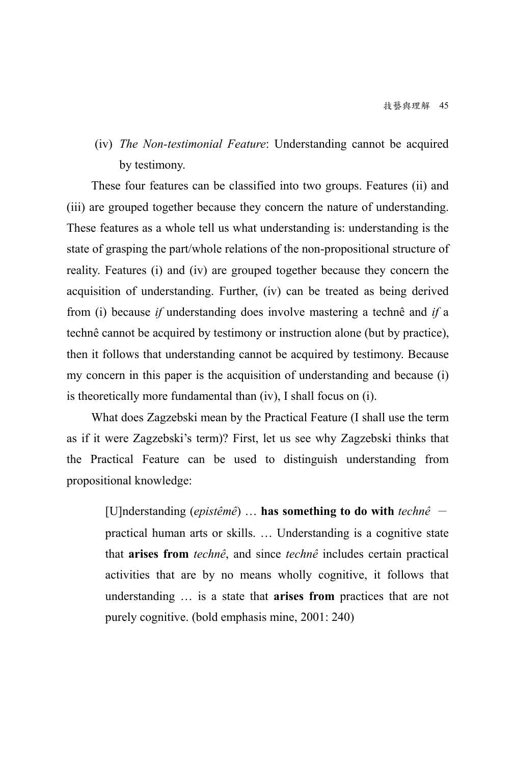(iv) *The Non-testimonial Feature*: Understanding cannot be acquired by testimony.

These four features can be classified into two groups. Features (ii) and (iii) are grouped together because they concern the nature of understanding. These features as a whole tell us what understanding is: understanding is the state of grasping the part/whole relations of the non-propositional structure of reality. Features (i) and (iv) are grouped together because they concern the acquisition of understanding. Further, (iv) can be treated as being derived from (i) because *if* understanding does involve mastering a technê and *if* a technê cannot be acquired by testimony or instruction alone (but by practice), then it follows that understanding cannot be acquired by testimony. Because my concern in this paper is the acquisition of understanding and because (i) is theoretically more fundamental than (iv), I shall focus on (i).

What does Zagzebski mean by the Practical Feature (I shall use the term as if it were Zagzebski's term)? First, let us see why Zagzebski thinks that the Practical Feature can be used to distinguish understanding from propositional knowledge:

> [U]nderstanding (*epistêmê*) … **has something to do with** *technê* — practical human arts or skills. … Understanding is a cognitive state that **arises from** *technê*, and since *technê* includes certain practical activities that are by no means wholly cognitive, it follows that understanding … is a state that **arises from** practices that are not purely cognitive. (bold emphasis mine, 2001: 240)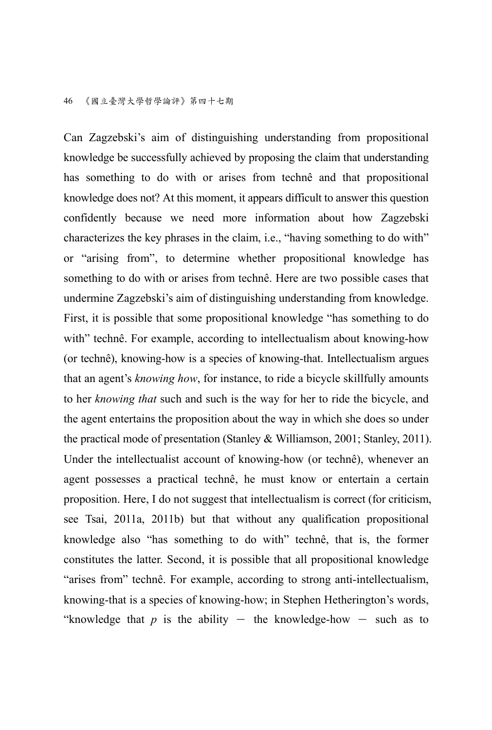Can Zagzebski's aim of distinguishing understanding from propositional knowledge be successfully achieved by proposing the claim that understanding has something to do with or arises from technê and that propositional knowledge does not? At this moment, it appears difficult to answer this question confidently because we need more information about how Zagzebski characterizes the key phrases in the claim, i.e., "having something to do with" or "arising from", to determine whether propositional knowledge has something to do with or arises from technê. Here are two possible cases that undermine Zagzebski's aim of distinguishing understanding from knowledge. First, it is possible that some propositional knowledge "has something to do with" technê. For example, according to intellectualism about knowing-how (or technê), knowing-how is a species of knowing-that. Intellectualism argues that an agent's *knowing how*, for instance, to ride a bicycle skillfully amounts to her *knowing that* such and such is the way for her to ride the bicycle, and the agent entertains the proposition about the way in which she does so under the practical mode of presentation (Stanley & Williamson, 2001; Stanley, 2011). Under the intellectualist account of knowing-how (or technê), whenever an agent possesses a practical technê, he must know or entertain a certain proposition. Here, I do not suggest that intellectualism is correct (for criticism, see Tsai, 2011a, 2011b) but that without any qualification propositional knowledge also "has something to do with" technê, that is, the former constitutes the latter. Second, it is possible that all propositional knowledge "arises from" technê. For example, according to strong anti-intellectualism, knowing-that is a species of knowing-how; in Stephen Hetherington's words, "knowledge that *p* is the ability — the knowledge-how — such as to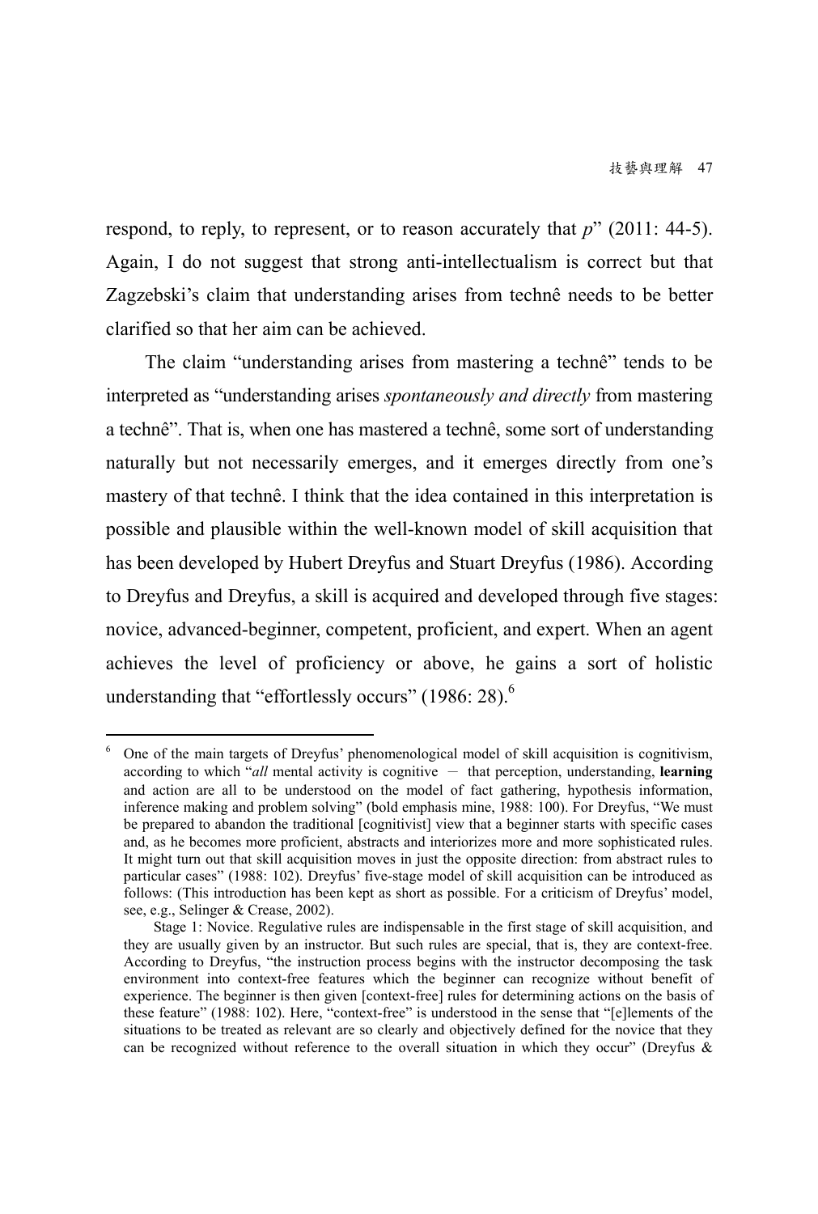respond, to reply, to represent, or to reason accurately that *p*" (2011: 44-5). Again, I do not suggest that strong anti-intellectualism is correct but that Zagzebski's claim that understanding arises from technê needs to be better clarified so that her aim can be achieved.

The claim "understanding arises from mastering a technê" tends to be interpreted as "understanding arises *spontaneously and directly* from mastering a technê". That is, when one has mastered a technê, some sort of understanding naturally but not necessarily emerges, and it emerges directly from one's mastery of that technê. I think that the idea contained in this interpretation is possible and plausible within the well-known model of skill acquisition that has been developed by Hubert Dreyfus and Stuart Dreyfus (1986). According to Dreyfus and Dreyfus, a skill is acquired and developed through five stages: novice, advanced-beginner, competent, proficient, and expert. When an agent achieves the level of proficiency or above, he gains a sort of holistic understanding that "effortlessly occurs" (1986: 28).[6]

---

[6] One of the main targets of Dreyfus' phenomenological model of skill acquisition is cognitivism, according to which "*all* mental activity is cognitive － that perception, understanding, **learning** and action are all to be understood on the model of fact gathering, hypothesis information, inference making and problem solving" (bold emphasis mine, 1988: 100). For Dreyfus, "We must be prepared to abandon the traditional [cognitivist] view that a beginner starts with specific cases and, as he becomes more proficient, abstracts and interiorizes more and more sophisticated rules. It might turn out that skill acquisition moves in just the opposite direction: from abstract rules to particular cases" (1988: 102). Dreyfus' five-stage model of skill acquisition can be introduced as follows: (This introduction has been kept as short as possible. For a criticism of Dreyfus' model, see, e.g., Selinger & Crease, 2002).

Stage 1: Novice. Regulative rules are indispensable in the first stage of skill acquisition, and they are usually given by an instructor. But such rules are special, that is, they are context-free. According to Dreyfus, "the instruction process begins with the instructor decomposing the task environment into context-free features which the beginner can recognize without benefit of experience. The beginner is then given [context-free] rules for determining actions on the basis of these feature" (1988: 102). Here, "context-free" is understood in the sense that "[e]lements of the situations to be treated as relevant are so clearly and objectively defined for the novice that they can be recognized without reference to the overall situation in which they occur" (Dreyfus &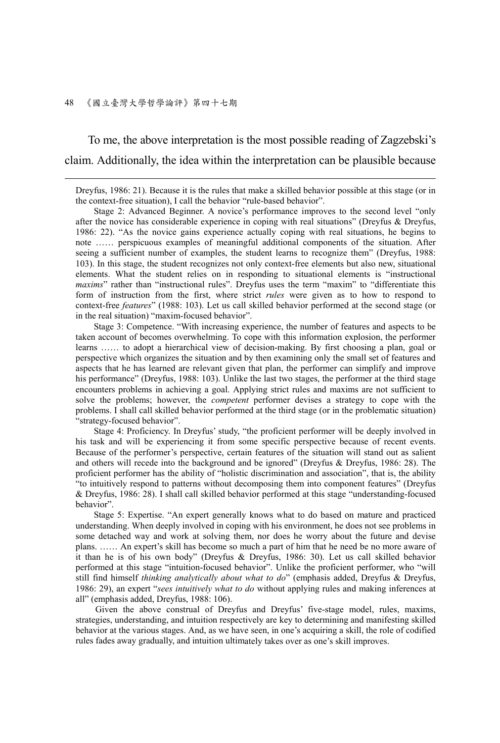To me, the above interpretation is the most possible reading of Zagzebski's claim. Additionally, the idea within the interpretation can be plausible because

---

Dreyfus, 1986: 21). Because it is the rules that make a skilled behavior possible at this stage (or in the context-free situation), I call the behavior "rule-based behavior".

Stage 2: Advanced Beginner. A novice's performance improves to the second level "only after the novice has considerable experience in coping with real situations" (Dreyfus & Dreyfus, 1986: 22). "As the novice gains experience actually coping with real situations, he begins to note …… perspicuous examples of meaningful additional components of the situation. After seeing a sufficient number of examples, the student learns to recognize them" (Dreyfus, 1988: 103). In this stage, the student recognizes not only context-free elements but also new, situational elements. What the student relies on in responding to situational elements is "instructional *maxims*" rather than "instructional rules". Dreyfus uses the term "maxim" to "differentiate this form of instruction from the first, where strict *rules* were given as to how to respond to context-free *features*" (1988: 103). Let us call skilled behavior performed at the second stage (or in the real situation) "maxim-focused behavior".

Stage 3: Competence. "With increasing experience, the number of features and aspects to be taken account of becomes overwhelming. To cope with this information explosion, the performer learns …… to adopt a hierarchical view of decision-making. By first choosing a plan, goal or perspective which organizes the situation and by then examining only the small set of features and aspects that he has learned are relevant given that plan, the performer can simplify and improve his performance" (Dreyfus, 1988: 103). Unlike the last two stages, the performer at the third stage encounters problems in achieving a goal. Applying strict rules and maxims are not sufficient to solve the problems; however, the *competent* performer devises a strategy to cope with the problems. I shall call skilled behavior performed at the third stage (or in the problematic situation) "strategy-focused behavior".

Stage 4: Proficiency. In Dreyfus' study, "the proficient performer will be deeply involved in his task and will be experiencing it from some specific perspective because of recent events. Because of the performer's perspective, certain features of the situation will stand out as salient and others will recede into the background and be ignored" (Dreyfus & Dreyfus, 1986: 28). The proficient performer has the ability of "holistic discrimination and association", that is, the ability "to intuitively respond to patterns without decomposing them into component features" (Dreyfus & Dreyfus, 1986: 28). I shall call skilled behavior performed at this stage "understanding-focused behavior".

Stage 5: Expertise. "An expert generally knows what to do based on mature and practiced understanding. When deeply involved in coping with his environment, he does not see problems in some detached way and work at solving them, nor does he worry about the future and devise plans. …… An expert's skill has become so much a part of him that he need be no more aware of it than he is of his own body" (Dreyfus & Dreyfus, 1986: 30). Let us call skilled behavior performed at this stage "intuition-focused behavior". Unlike the proficient performer, who "will still find himself *thinking analytically about what to do*" (emphasis added, Dreyfus & Dreyfus, 1986: 29), an expert "*sees intuitively what to do* without applying rules and making inferences at all" (emphasis added, Dreyfus, 1988: 106).

Given the above construal of Dreyfus and Dreyfus' five-stage model, rules, maxims, strategies, understanding, and intuition respectively are key to determining and manifesting skilled behavior at the various stages. And, as we have seen, in one's acquiring a skill, the role of codified rules fades away gradually, and intuition ultimately takes over as one's skill improves.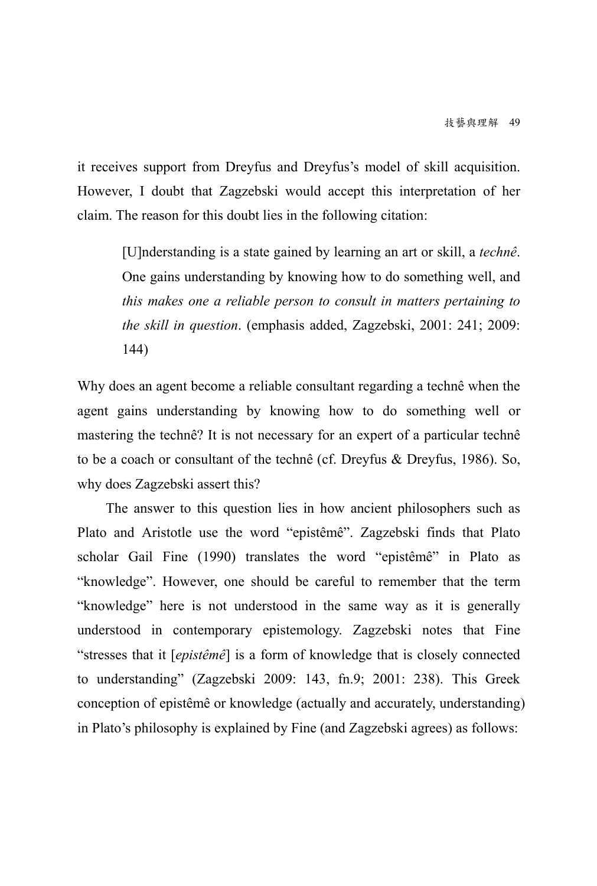it receives support from Dreyfus and Dreyfus's model of skill acquisition. However, I doubt that Zagzebski would accept this interpretation of her claim. The reason for this doubt lies in the following citation:

> [U]nderstanding is a state gained by learning an art or skill, a *technê*. One gains understanding by knowing how to do something well, and *this makes one a reliable person to consult in matters pertaining to the skill in question*. (emphasis added, Zagzebski, 2001: 241; 2009: 144)

Why does an agent become a reliable consultant regarding a technê when the agent gains understanding by knowing how to do something well or mastering the technê? It is not necessary for an expert of a particular technê to be a coach or consultant of the technê (cf. Dreyfus & Dreyfus, 1986). So, why does Zagzebski assert this?

The answer to this question lies in how ancient philosophers such as Plato and Aristotle use the word "epistêmê". Zagzebski finds that Plato scholar Gail Fine (1990) translates the word "epistêmê" in Plato as "knowledge". However, one should be careful to remember that the term "knowledge" here is not understood in the same way as it is generally understood in contemporary epistemology. Zagzebski notes that Fine "stresses that it [*epistêmê*] is a form of knowledge that is closely connected to understanding" (Zagzebski 2009: 143, fn.9; 2001: 238). This Greek conception of epistêmê or knowledge (actually and accurately, understanding) in Plato's philosophy is explained by Fine (and Zagzebski agrees) as follows: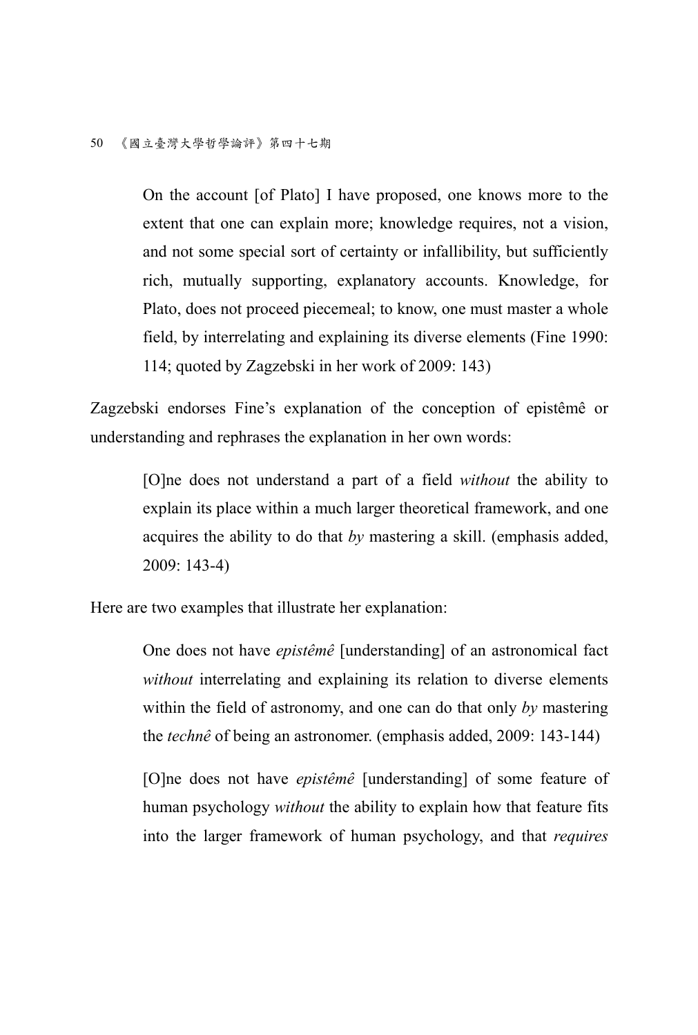> On the account [of Plato] I have proposed, one knows more to the extent that one can explain more; knowledge requires, not a vision, and not some special sort of certainty or infallibility, but sufficiently rich, mutually supporting, explanatory accounts. Knowledge, for Plato, does not proceed piecemeal; to know, one must master a whole field, by interrelating and explaining its diverse elements (Fine 1990: 114; quoted by Zagzebski in her work of 2009: 143)

Zagzebski endorses Fine's explanation of the conception of epistêmê or understanding and rephrases the explanation in her own words:

> [O]ne does not understand a part of a field *without* the ability to explain its place within a much larger theoretical framework, and one acquires the ability to do that *by* mastering a skill. (emphasis added, 2009: 143-4)

Here are two examples that illustrate her explanation:

> One does not have *epistêmê* [understanding] of an astronomical fact *without* interrelating and explaining its relation to diverse elements within the field of astronomy, and one can do that only *by* mastering the *technê* of being an astronomer. (emphasis added, 2009: 143-144)

> [O]ne does not have *epistêmê* [understanding] of some feature of human psychology *without* the ability to explain how that feature fits into the larger framework of human psychology, and that *requires*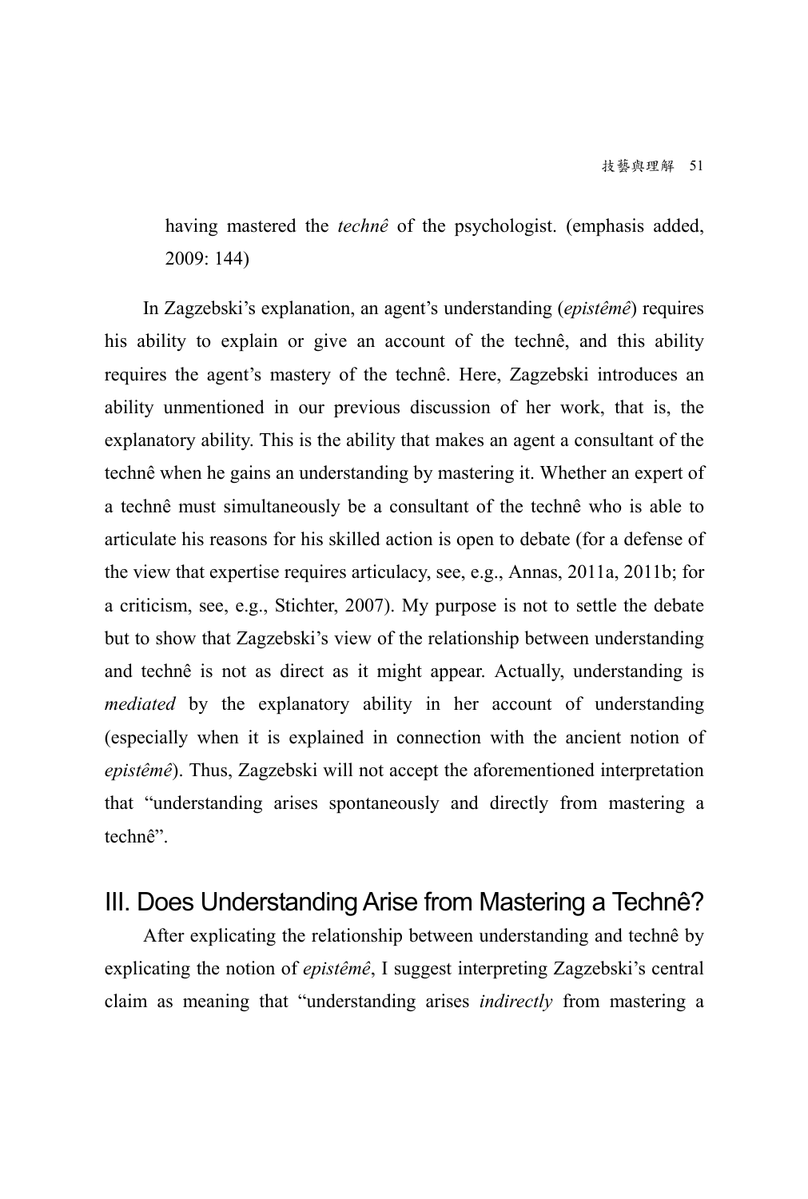> having mastered the *technê* of the psychologist. (emphasis added, 2009: 144)

In Zagzebski's explanation, an agent's understanding (*epistêmê*) requires his ability to explain or give an account of the technê, and this ability requires the agent's mastery of the technê. Here, Zagzebski introduces an ability unmentioned in our previous discussion of her work, that is, the explanatory ability. This is the ability that makes an agent a consultant of the technê when he gains an understanding by mastering it. Whether an expert of a technê must simultaneously be a consultant of the technê who is able to articulate his reasons for his skilled action is open to debate (for a defense of the view that expertise requires articulacy, see, e.g., Annas, 2011a, 2011b; for a criticism, see, e.g., Stichter, 2007). My purpose is not to settle the debate but to show that Zagzebski's view of the relationship between understanding and technê is not as direct as it might appear. Actually, understanding is *mediated* by the explanatory ability in her account of understanding (especially when it is explained in connection with the ancient notion of *epistêmê*). Thus, Zagzebski will not accept the aforementioned interpretation that "understanding arises spontaneously and directly from mastering a technê".

## III. Does Understanding Arise from Mastering a Technê?

After explicating the relationship between understanding and technê by explicating the notion of *epistêmê*, I suggest interpreting Zagzebski's central claim as meaning that "understanding arises *indirectly* from mastering a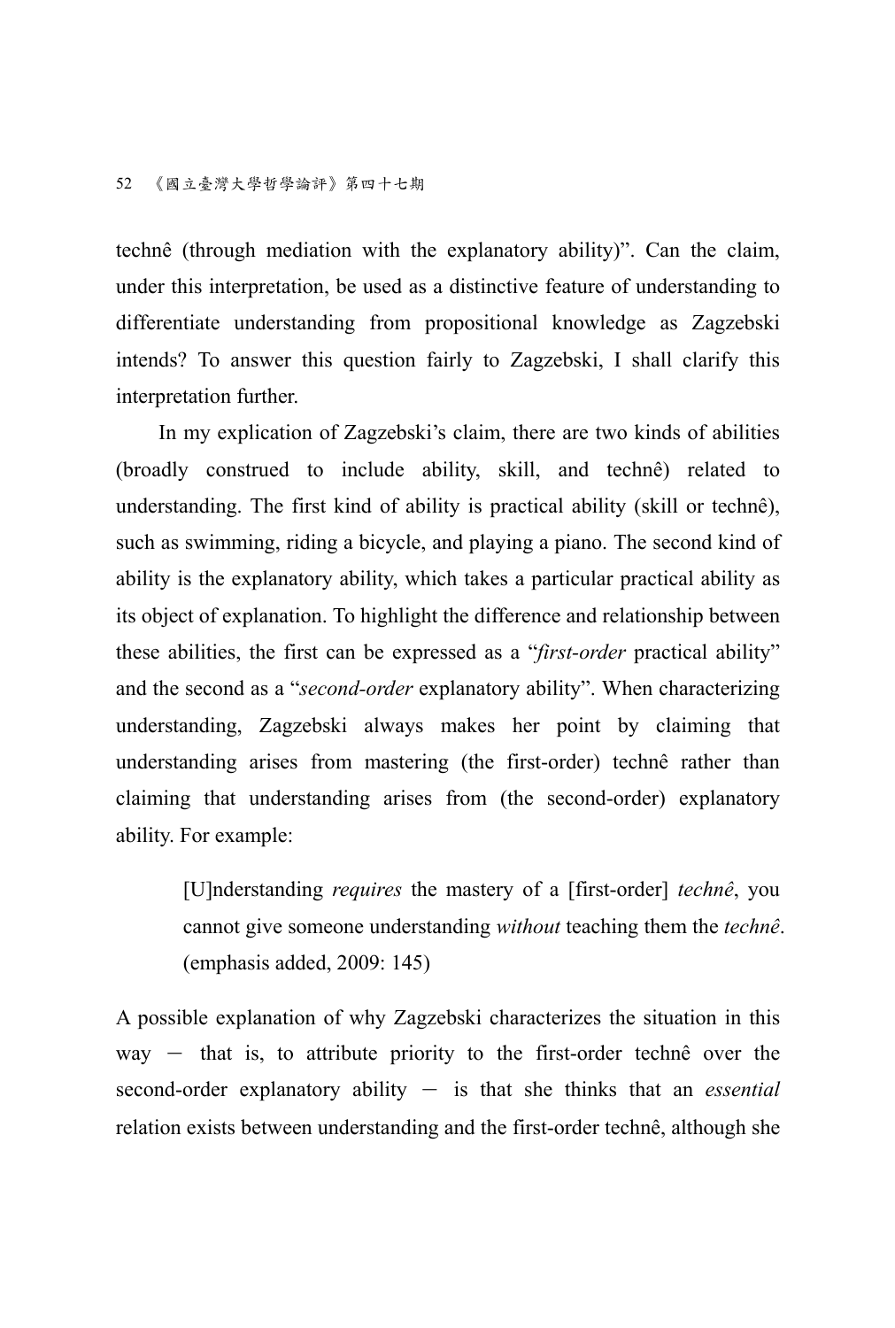technê (through mediation with the explanatory ability)". Can the claim, under this interpretation, be used as a distinctive feature of understanding to differentiate understanding from propositional knowledge as Zagzebski intends? To answer this question fairly to Zagzebski, I shall clarify this interpretation further.

In my explication of Zagzebski's claim, there are two kinds of abilities (broadly construed to include ability, skill, and technê) related to understanding. The first kind of ability is practical ability (skill or technê), such as swimming, riding a bicycle, and playing a piano. The second kind of ability is the explanatory ability, which takes a particular practical ability as its object of explanation. To highlight the difference and relationship between these abilities, the first can be expressed as a "*first-order* practical ability" and the second as a "*second-order* explanatory ability". When characterizing understanding, Zagzebski always makes her point by claiming that understanding arises from mastering (the first-order) technê rather than claiming that understanding arises from (the second-order) explanatory ability. For example:

> [U]nderstanding *requires* the mastery of a [first-order] *technê*, you cannot give someone understanding *without* teaching them the *technê*. (emphasis added, 2009: 145)

A possible explanation of why Zagzebski characterizes the situation in this way － that is, to attribute priority to the first-order technê over the second-order explanatory ability － is that she thinks that an *essential* relation exists between understanding and the first-order technê, although she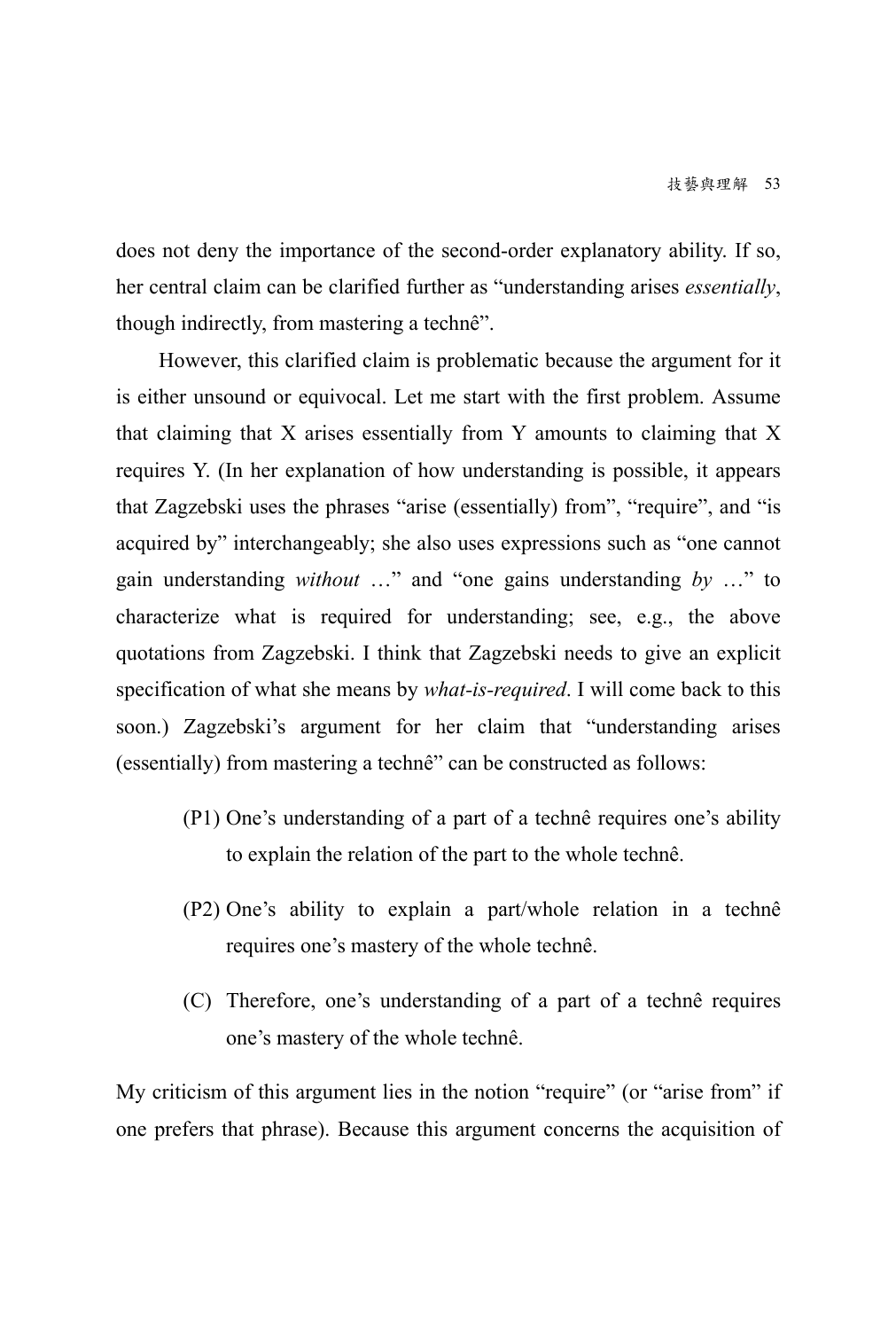does not deny the importance of the second-order explanatory ability. If so, her central claim can be clarified further as “understanding arises *essentially*, though indirectly, from mastering a technê”.

However, this clarified claim is problematic because the argument for it is either unsound or equivocal. Let me start with the first problem. Assume that claiming that X arises essentially from Y amounts to claiming that X requires Y. (In her explanation of how understanding is possible, it appears that Zagzebski uses the phrases “arise (essentially) from”, “require”, and “is acquired by” interchangeably; she also uses expressions such as “one cannot gain understanding *without* …” and “one gains understanding *by* …” to characterize what is required for understanding; see, e.g., the above quotations from Zagzebski. I think that Zagzebski needs to give an explicit specification of what she means by *what-is-required*. I will come back to this soon.) Zagzebski’s argument for her claim that “understanding arises (essentially) from mastering a technê” can be constructed as follows:

(P1) One’s understanding of a part of a technê requires one’s ability to explain the relation of the part to the whole technê.

(P2) One’s ability to explain a part/whole relation in a technê requires one’s mastery of the whole technê.

(C) Therefore, one’s understanding of a part of a technê requires one’s mastery of the whole technê.

My criticism of this argument lies in the notion “require” (or “arise from” if one prefers that phrase). Because this argument concerns the acquisition of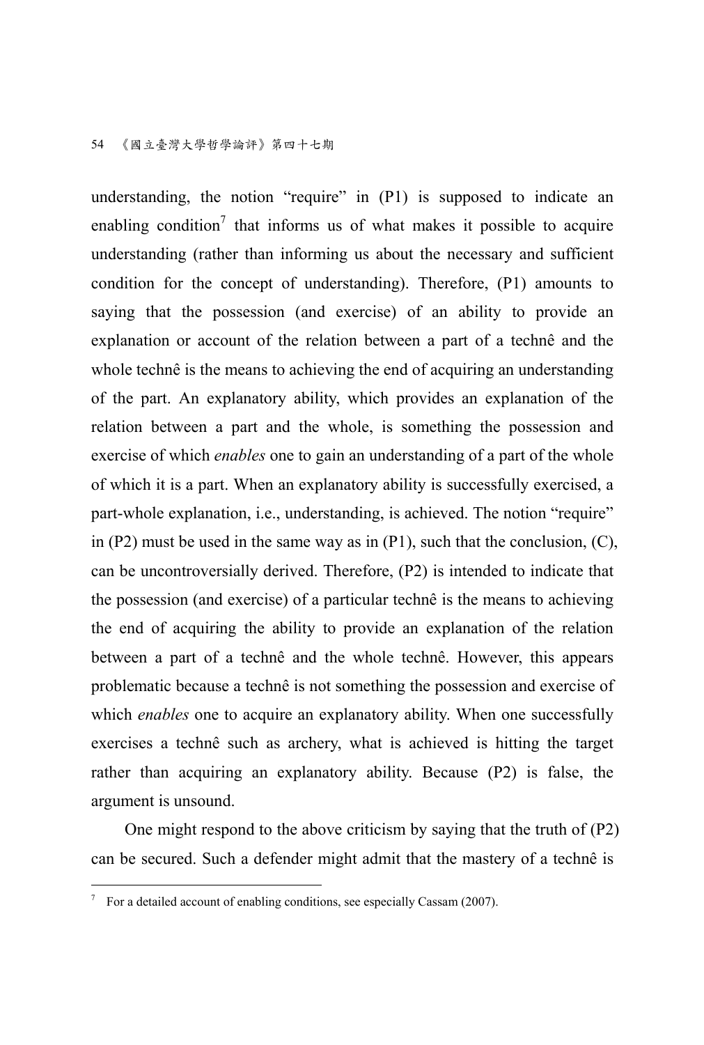understanding, the notion "require" in (P1) is supposed to indicate an enabling condition[7] that informs us of what makes it possible to acquire understanding (rather than informing us about the necessary and sufficient condition for the concept of understanding). Therefore, (P1) amounts to saying that the possession (and exercise) of an ability to provide an explanation or account of the relation between a part of a technê and the whole technê is the means to achieving the end of acquiring an understanding of the part. An explanatory ability, which provides an explanation of the relation between a part and the whole, is something the possession and exercise of which *enables* one to gain an understanding of a part of the whole of which it is a part. When an explanatory ability is successfully exercised, a part-whole explanation, i.e., understanding, is achieved. The notion "require" in (P2) must be used in the same way as in (P1), such that the conclusion, (C), can be uncontroversially derived. Therefore, (P2) is intended to indicate that the possession (and exercise) of a particular technê is the means to achieving the end of acquiring the ability to provide an explanation of the relation between a part of a technê and the whole technê. However, this appears problematic because a technê is not something the possession and exercise of which *enables* one to acquire an explanatory ability. When one successfully exercises a technê such as archery, what is achieved is hitting the target rather than acquiring an explanatory ability. Because (P2) is false, the argument is unsound.

One might respond to the above criticism by saying that the truth of (P2) can be secured. Such a defender might admit that the mastery of a technê is

---

[7] For a detailed account of enabling conditions, see especially Cassam (2007).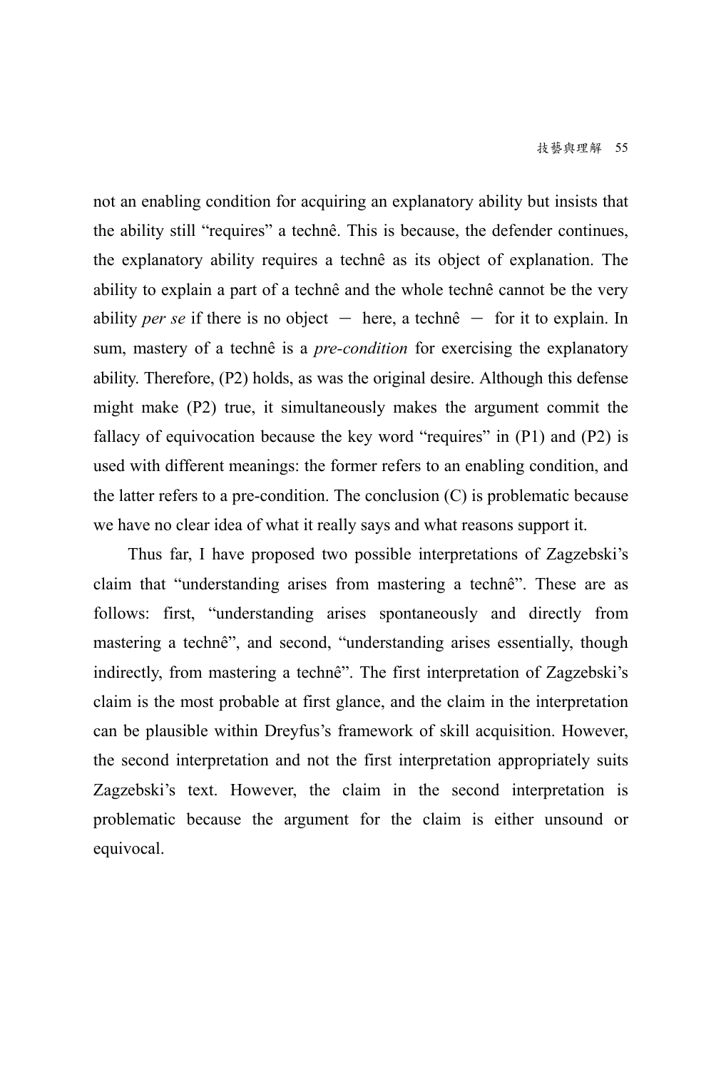not an enabling condition for acquiring an explanatory ability but insists that the ability still "requires" a technê. This is because, the defender continues, the explanatory ability requires a technê as its object of explanation. The ability to explain a part of a technê and the whole technê cannot be the very ability *per se* if there is no object — here, a technê — for it to explain. In sum, mastery of a technê is a *pre-condition* for exercising the explanatory ability. Therefore, (P2) holds, as was the original desire. Although this defense might make (P2) true, it simultaneously makes the argument commit the fallacy of equivocation because the key word "requires" in (P1) and (P2) is used with different meanings: the former refers to an enabling condition, and the latter refers to a pre-condition. The conclusion (C) is problematic because we have no clear idea of what it really says and what reasons support it.

Thus far, I have proposed two possible interpretations of Zagzebski's claim that "understanding arises from mastering a technê". These are as follows: first, "understanding arises spontaneously and directly from mastering a technê", and second, "understanding arises essentially, though indirectly, from mastering a technê". The first interpretation of Zagzebski's claim is the most probable at first glance, and the claim in the interpretation can be plausible within Dreyfus's framework of skill acquisition. However, the second interpretation and not the first interpretation appropriately suits Zagzebski's text. However, the claim in the second interpretation is problematic because the argument for the claim is either unsound or equivocal.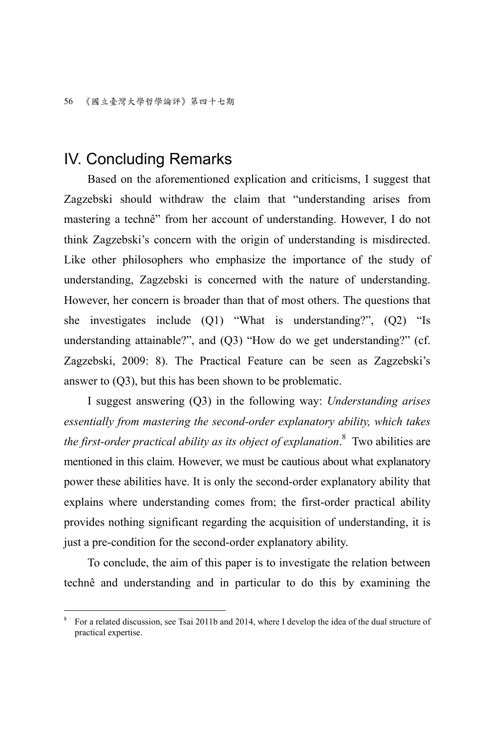## IV. Concluding Remarks

Based on the aforementioned explication and criticisms, I suggest that Zagzebski should withdraw the claim that "understanding arises from mastering a technê" from her account of understanding. However, I do not think Zagzebski's concern with the origin of understanding is misdirected. Like other philosophers who emphasize the importance of the study of understanding, Zagzebski is concerned with the nature of understanding. However, her concern is broader than that of most others. The questions that she investigates include (Q1) "What is understanding?", (Q2) "Is understanding attainable?", and (Q3) "How do we get understanding?" (cf. Zagzebski, 2009: 8). The Practical Feature can be seen as Zagzebski's answer to (Q3), but this has been shown to be problematic.

I suggest answering (Q3) in the following way: *Understanding arises essentially from mastering the second-order explanatory ability, which takes the first-order practical ability as its object of explanation*.[8] Two abilities are mentioned in this claim. However, we must be cautious about what explanatory power these abilities have. It is only the second-order explanatory ability that explains where understanding comes from; the first-order practical ability provides nothing significant regarding the acquisition of understanding, it is just a pre-condition for the second-order explanatory ability.

To conclude, the aim of this paper is to investigate the relation between technê and understanding and in particular to do this by examining the

---

[8] For a related discussion, see Tsai 2011b and 2014, where I develop the idea of the dual structure of practical expertise.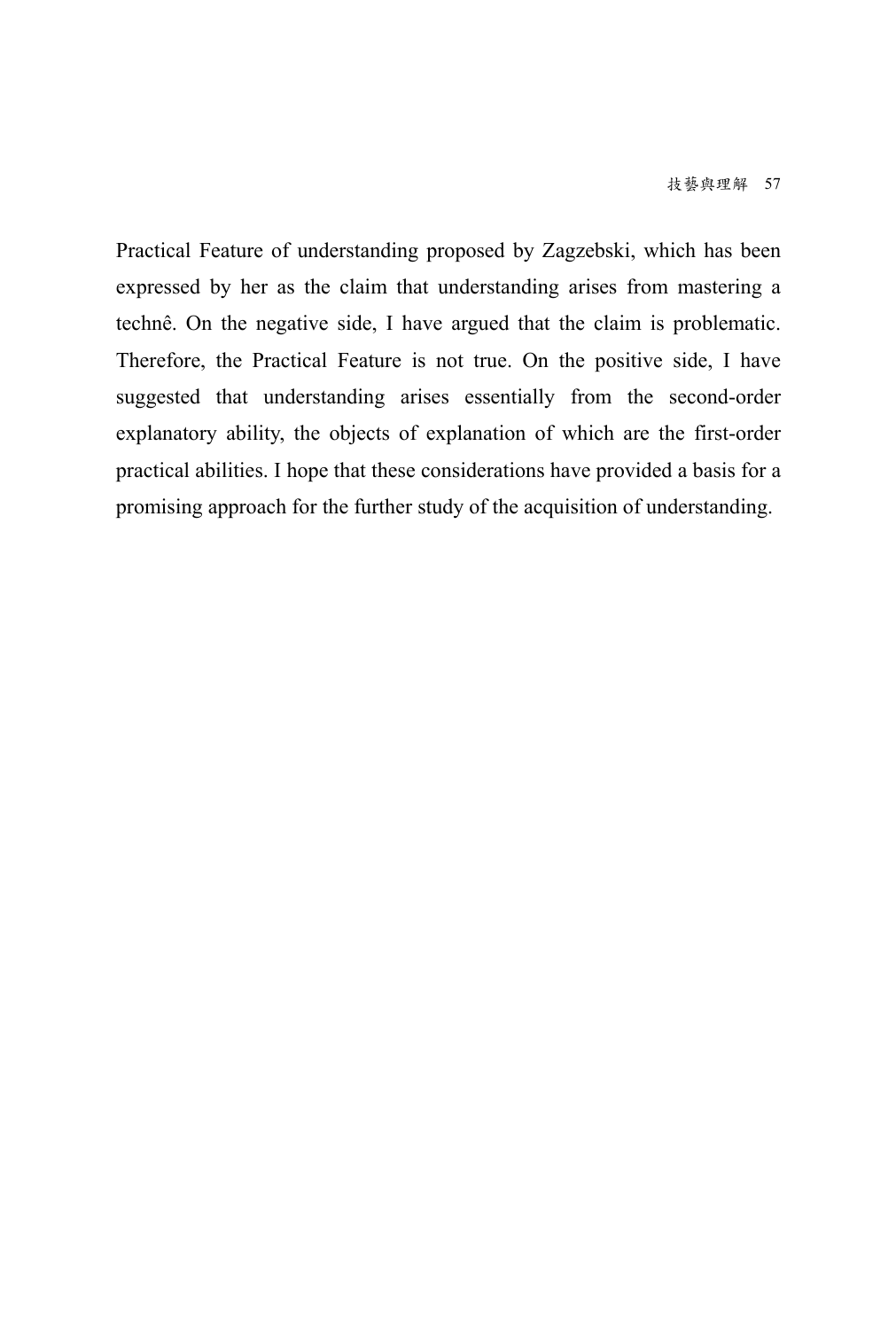Practical Feature of understanding proposed by Zagzebski, which has been expressed by her as the claim that understanding arises from mastering a technê. On the negative side, I have argued that the claim is problematic. Therefore, the Practical Feature is not true. On the positive side, I have suggested that understanding arises essentially from the second-order explanatory ability, the objects of explanation of which are the first-order practical abilities. I hope that these considerations have provided a basis for a promising approach for the further study of the acquisition of understanding.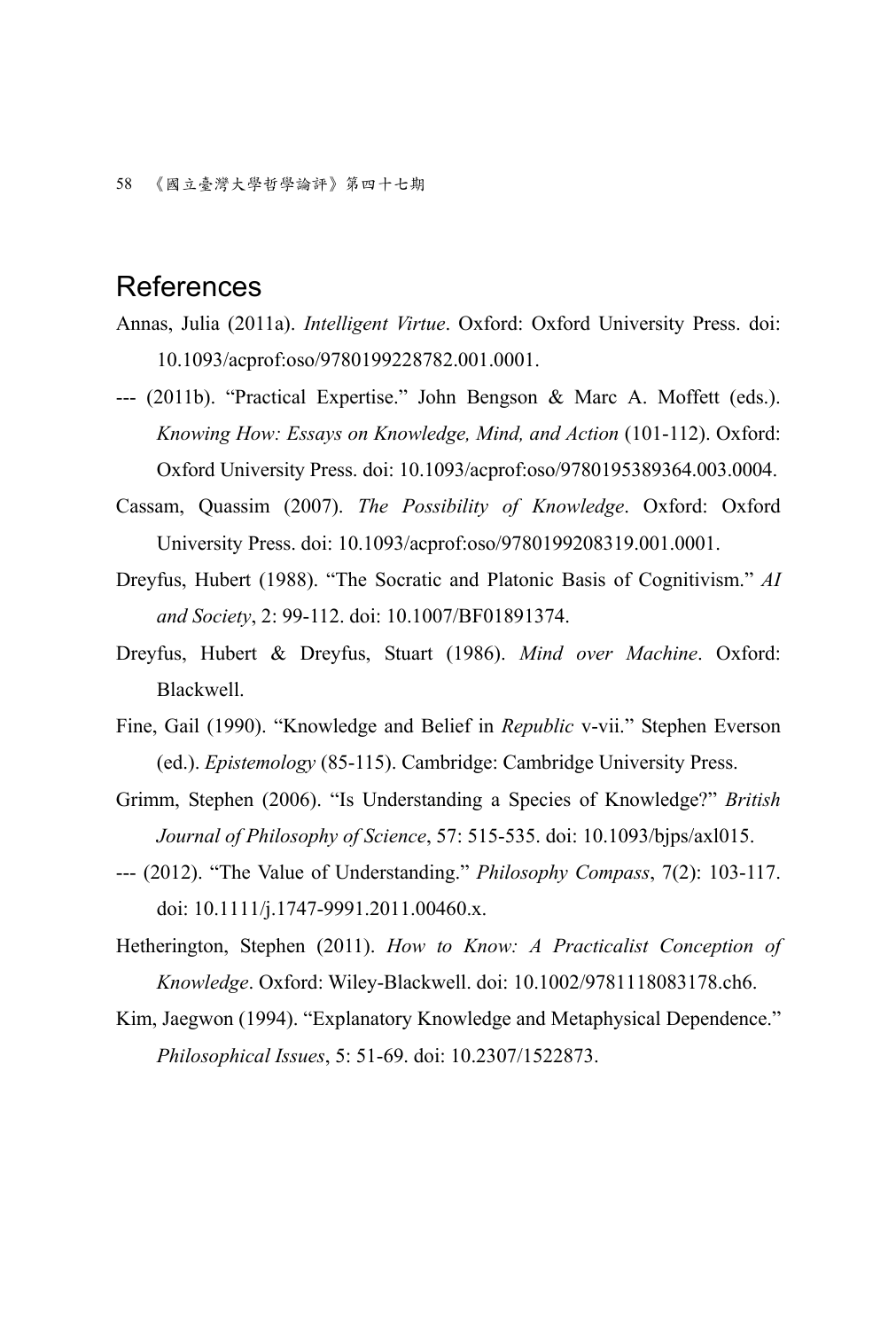# References

Annas, Julia (2011a). *Intelligent Virtue*. Oxford: Oxford University Press. doi: 10.1093/acprof:oso/9780199228782.001.0001.

--- (2011b). "Practical Expertise." John Bengson & Marc A. Moffett (eds.). *Knowing How: Essays on Knowledge, Mind, and Action* (101-112). Oxford: Oxford University Press. doi: 10.1093/acprof:oso/9780195389364.003.0004.

Cassam, Quassim (2007). *The Possibility of Knowledge*. Oxford: Oxford University Press. doi: 10.1093/acprof:oso/9780199208319.001.0001.

Dreyfus, Hubert (1988). "The Socratic and Platonic Basis of Cognitivism." *AI and Society*, 2: 99-112. doi: 10.1007/BF01891374.

Dreyfus, Hubert & Dreyfus, Stuart (1986). *Mind over Machine*. Oxford: Blackwell.

Fine, Gail (1990). "Knowledge and Belief in *Republic* v-vii." Stephen Everson (ed.). *Epistemology* (85-115). Cambridge: Cambridge University Press.

Grimm, Stephen (2006). "Is Understanding a Species of Knowledge?" *British Journal of Philosophy of Science*, 57: 515-535. doi: 10.1093/bjps/axl015.

--- (2012). "The Value of Understanding." *Philosophy Compass*, 7(2): 103-117. doi: 10.1111/j.1747-9991.2011.00460.x.

Hetherington, Stephen (2011). *How to Know: A Practicalist Conception of Knowledge*. Oxford: Wiley-Blackwell. doi: 10.1002/9781118083178.ch6.

Kim, Jaegwon (1994). "Explanatory Knowledge and Metaphysical Dependence." *Philosophical Issues*, 5: 51-69. doi: 10.2307/1522873.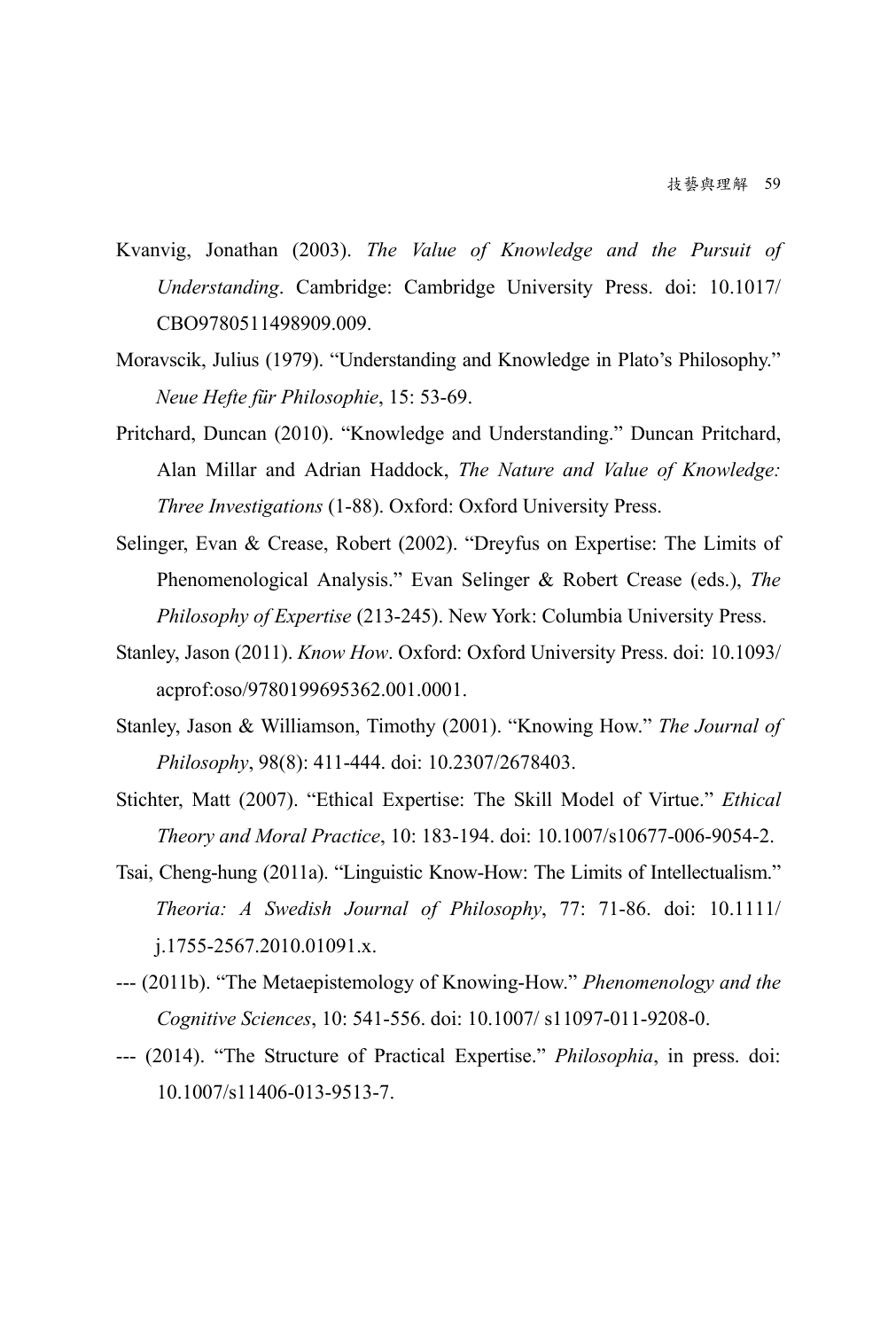Kvanvig, Jonathan (2003). *The Value of Knowledge and the Pursuit of Understanding*. Cambridge: Cambridge University Press. doi: 10.1017/CBO9780511498909.009.

Moravscik, Julius (1979). "Understanding and Knowledge in Plato's Philosophy." *Neue Hefte für Philosophie*, 15: 53-69.

Pritchard, Duncan (2010). "Knowledge and Understanding." Duncan Pritchard, Alan Millar and Adrian Haddock, *The Nature and Value of Knowledge: Three Investigations* (1-88). Oxford: Oxford University Press.

Selinger, Evan & Crease, Robert (2002). "Dreyfus on Expertise: The Limits of Phenomenological Analysis." Evan Selinger & Robert Crease (eds.), *The Philosophy of Expertise* (213-245). New York: Columbia University Press.

Stanley, Jason (2011). *Know How*. Oxford: Oxford University Press. doi: 10.1093/acprof:oso/9780199695362.001.0001.

Stanley, Jason & Williamson, Timothy (2001). "Knowing How." *The Journal of Philosophy*, 98(8): 411-444. doi: 10.2307/2678403.

Stichter, Matt (2007). "Ethical Expertise: The Skill Model of Virtue." *Ethical Theory and Moral Practice*, 10: 183-194. doi: 10.1007/s10677-006-9054-2.

Tsai, Cheng-hung (2011a). "Linguistic Know-How: The Limits of Intellectualism." *Theoria: A Swedish Journal of Philosophy*, 77: 71-86. doi: 10.1111/j.1755-2567.2010.01091.x.

--- (2011b). "The Metaepistemology of Knowing-How." *Phenomenology and the Cognitive Sciences*, 10: 541-556. doi: 10.1007/ s11097-011-9208-0.

--- (2014). "The Structure of Practical Expertise." *Philosophia*, in press. doi: 10.1007/s11406-013-9513-7.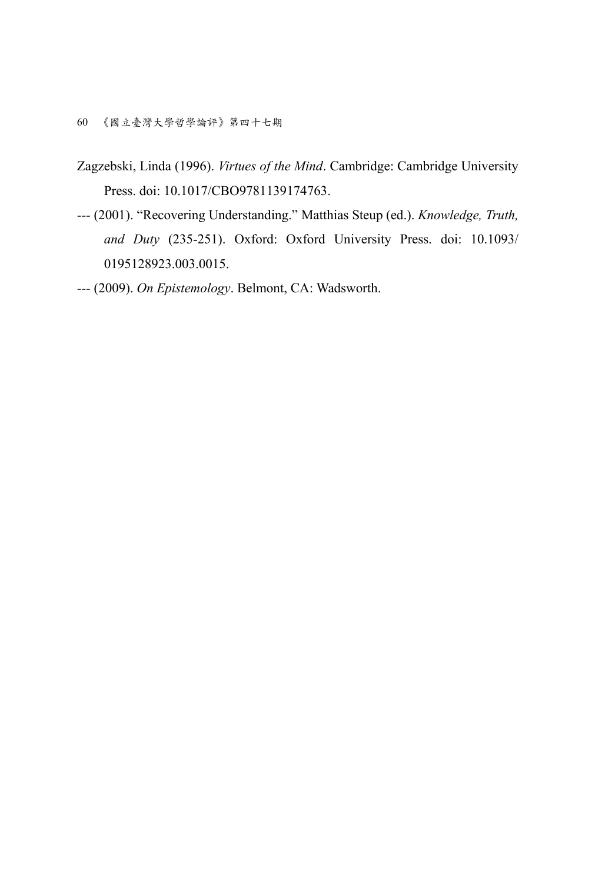Zagzebski, Linda (1996). *Virtues of the Mind*. Cambridge: Cambridge University Press. doi: 10.1017/CBO9781139174763.

--- (2001). "Recovering Understanding." Matthias Steup (ed.). *Knowledge, Truth, and Duty* (235-251). Oxford: Oxford University Press. doi: 10.1093/0195128923.003.0015.

--- (2009). *On Epistemology*. Belmont, CA: Wadsworth.